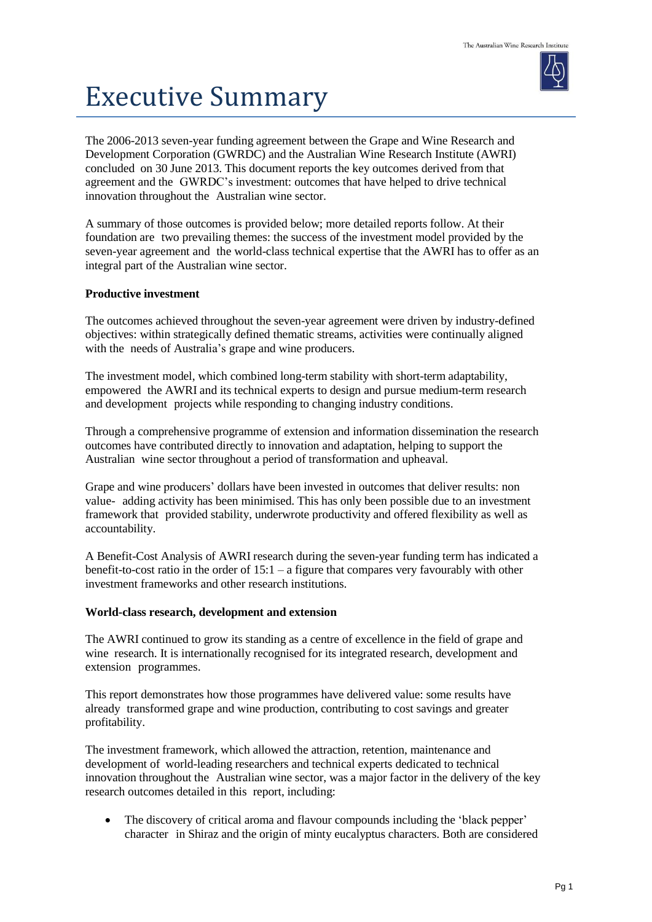# Executive Summary

The 2006-2013 seven-year funding agreement between the Grape and Wine Research and Development Corporation (GWRDC) and the Australian Wine Research Institute (AWRI) concluded on 30 June 2013. This document reports the key outcomes derived from that agreement and the GWRDC's investment: outcomes that have helped to drive technical innovation throughout the Australian wine sector.

A summary of those outcomes is provided below; more detailed reports follow. At their foundation are two prevailing themes: the success of the investment model provided by the seven-year agreement and the world-class technical expertise that the AWRI has to offer as an integral part of the Australian wine sector.

**Productive investment**

The outcomes achieved throughout the seven-year agreement were driven by industry-defined objectives: within strategically defined thematic streams, activities were continually aligned with the needs of Australia's grape and wine producers.

The investment model, which combined long-term stability with short-term adaptability, empowered the AWRI and its technical experts to design and pursue medium-term research and development projects while responding to changing industry conditions.

Through a comprehensive programme of extension and information dissemination the research outcomes have contributed directly to innovation and adaptation, helping to support the Australian wine sector throughout a period of transformation and upheaval.

Grape and wine producers' dollars have been invested in outcomes that deliver results: non value- adding activity has been minimised. This has only been possible due to an investment framework that provided stability, underwrote productivity and offered flexibility as well as accountability.

A Benefit-Cost Analysis of AWRI research during the seven-year funding term has indicated a benefit-to-cost ratio in the order of 15:1 – a figure that compares very favourably with other investment frameworks and other research institutions.

**World-class research, development and extension**

The AWRI continued to grow its standing as a centre of excellence in the field of grape and wine research. It is internationally recognised for its integrated research, development and extension programmes.

This report demonstrates how those programmes have delivered value: some results have already transformed grape and wine production, contributing to cost savings and greater profitability.

The investment framework, which allowed the attraction, retention, maintenance and development of world-leading researchers and technical experts dedicated to technical innovation throughout the Australian wine sector, was a major factor in the delivery of the key research outcomes detailed in this report, including:

- The discovery of critical aroma and flavour compounds including the 'black pepper' character in Shiraz and the origin of minty eucalyptus characters. Both are considered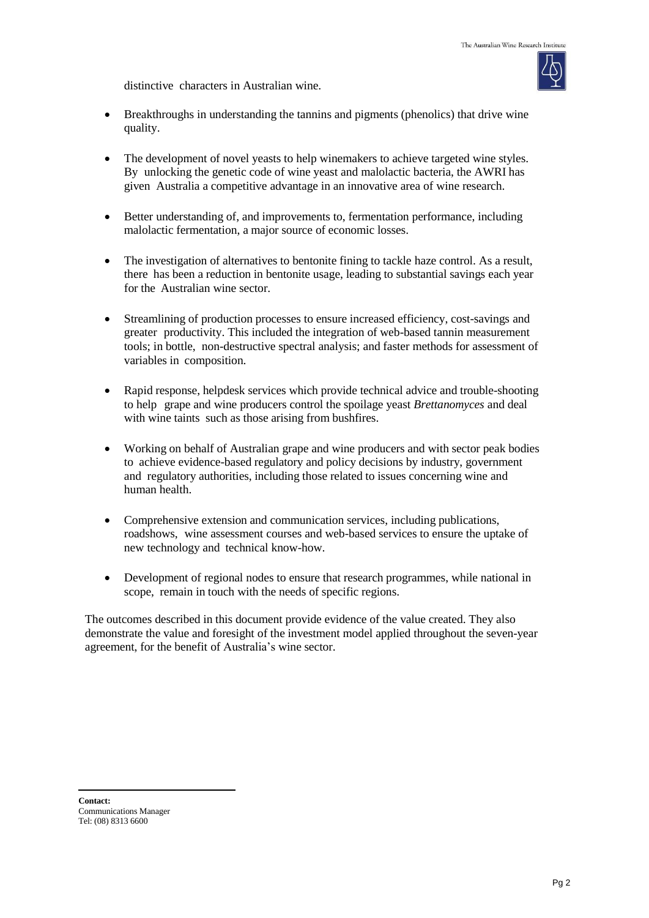distinctive characters in Australian wine.

- Breakthroughs in understanding the tannins and pigments (phenolics) that drive wine quality.
- The development of novel yeasts to help winemakers to achieve targeted wine styles. By unlocking the genetic code of wine yeast and malolactic bacteria, the AWRI has given Australia a competitive advantage in an innovative area of wine research.
- Better understanding of, and improvements to, fermentation performance, including malolactic fermentation, a major source of economic losses.
- The investigation of alternatives to bentonite fining to tackle haze control. As a result, there has been a reduction in bentonite usage, leading to substantial savings each year for the Australian wine sector.
- Streamlining of production processes to ensure increased efficiency, cost-savings and greater productivity. This included the integration of web-based tannin measurement tools; in bottle, non-destructive spectral analysis; and faster methods for assessment of variables in composition.
- Rapid response, helpdesk services which provide technical advice and trouble-shooting to help grape and wine producers control the spoilage yeast *Brettanomyces* and deal with wine taints such as those arising from bushfires.
- Working on behalf of Australian grape and wine producers and with sector peak bodies to achieve evidence-based regulatory and policy decisions by industry, government and regulatory authorities, including those related to issues concerning wine and human health.
- Comprehensive extension and communication services, including publications, roadshows, wine assessment courses and web-based services to ensure the uptake of new technology and technical know-how.
- Development of regional nodes to ensure that research programmes, while national in scope, remain in touch with the needs of specific regions.

The outcomes described in this document provide evidence of the value created. They also demonstrate the value and foresight of the investment model applied throughout the seven-year agreement, for the benefit of Australia's wine sector.

---

**Contact:**
Communications Manager
Tel: (08) 8313 6600